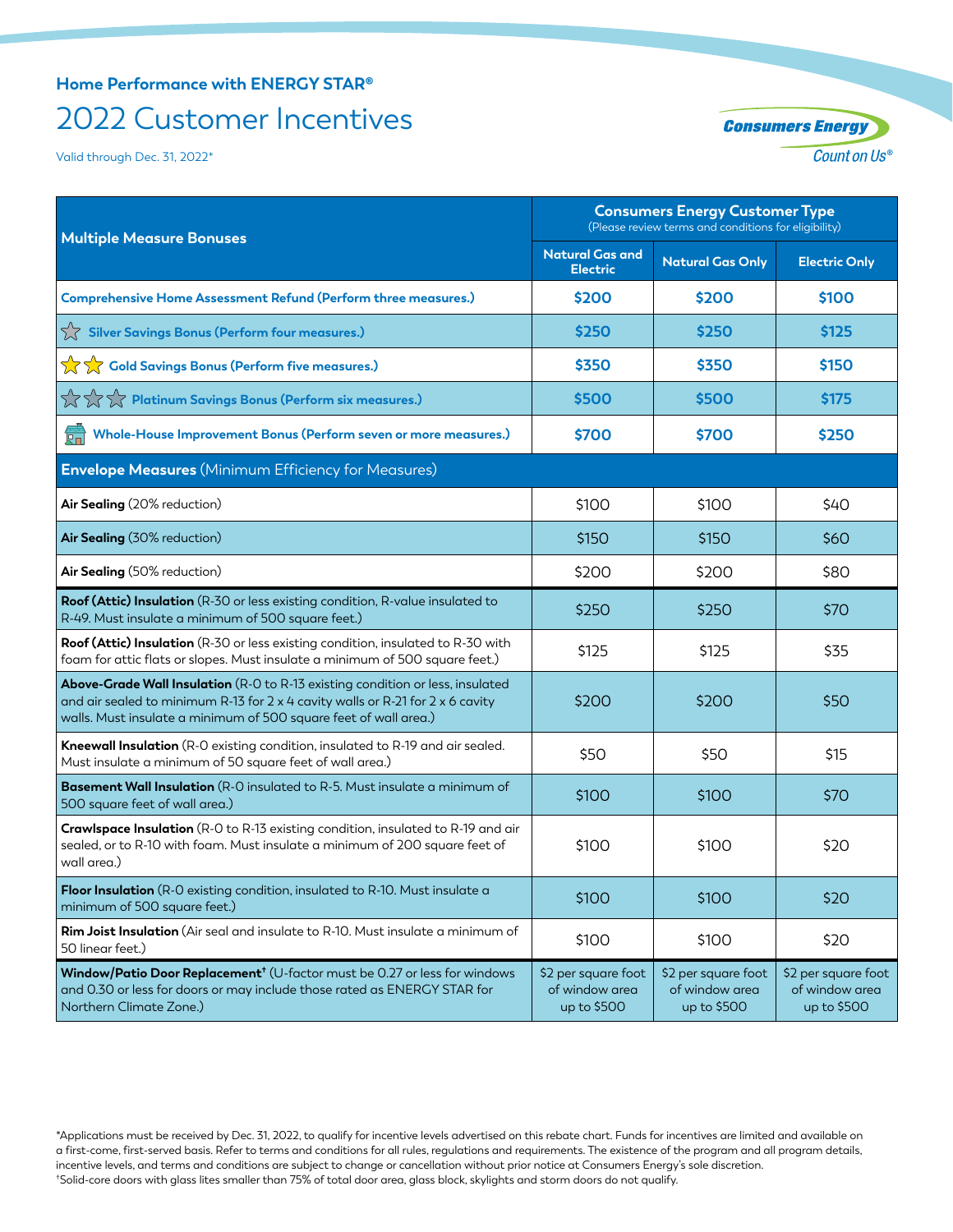Home Performance with ENERGY STAR®

# 2022 Customer Incentives

Valid through Dec. 31, 2022*

Consumers Energy
Count on Us®

| Multiple Measure Bonuses | Consumers Energy Customer Type (Please review terms and conditions for eligibility) | | |
|---|---|---|---|
| | Natural Gas and Electric | Natural Gas Only | Electric Only |
| **Comprehensive Home Assessment Refund (Perform three measures.)** | **$200** | **$200** | **$100** |
| **Silver Savings Bonus (Perform four measures.)** | **$250** | **$250** | **$125** |
| **Gold Savings Bonus (Perform five measures.)** | **$350** | **$350** | **$150** |
| **Platinum Savings Bonus (Perform six measures.)** | **$500** | **$500** | **$175** |
| **Whole-House Improvement Bonus (Perform seven or more measures.)** | **$700** | **$700** | **$250** |
| **Envelope Measures** (Minimum Efficiency for Measures) | | | |
| **Air Sealing** (20% reduction) | $100 | $100 | $40 |
| **Air Sealing** (30% reduction) | $150 | $150 | $60 |
| **Air Sealing** (50% reduction) | $200 | $200 | $80 |
| **Roof (Attic) Insulation** (R-30 or less existing condition, R-value insulated to R-49. Must insulate a minimum of 500 square feet.) | $250 | $250 | $70 |
| **Roof (Attic) Insulation** (R-30 or less existing condition, insulated to R-30 with foam for attic flats or slopes. Must insulate a minimum of 500 square feet.) | $125 | $125 | $35 |
| **Above-Grade Wall Insulation** (R-0 to R-13 existing condition or less, insulated and air sealed to minimum R-13 for 2 x 4 cavity walls or R-21 for 2 x 6 cavity walls. Must insulate a minimum of 500 square feet of wall area.) | $200 | $200 | $50 |
| **Kneewall Insulation** (R-0 existing condition, insulated to R-19 and air sealed. Must insulate a minimum of 50 square feet of wall area.) | $50 | $50 | $15 |
| **Basement Wall Insulation** (R-0 insulated to R-5. Must insulate a minimum of 500 square feet of wall area.) | $100 | $100 | $70 |
| **Crawlspace Insulation** (R-0 to R-13 existing condition, insulated to R-19 and air sealed, or to R-10 with foam. Must insulate a minimum of 200 square feet of wall area.) | $100 | $100 | $20 |
| **Floor Insulation** (R-0 existing condition, insulated to R-10. Must insulate a minimum of 500 square feet.) | $100 | $100 | $20 |
| **Rim Joist Insulation** (Air seal and insulate to R-10. Must insulate a minimum of 50 linear feet.) | $100 | $100 | $20 |
| **Window/Patio Door Replacement**† (U-factor must be 0.27 or less for windows and 0.30 or less for doors or may include those rated as ENERGY STAR for Northern Climate Zone.) | $2 per square foot of window area up to $500 | $2 per square foot of window area up to $500 | $2 per square foot of window area up to $500 |

*Applications must be received by Dec. 31, 2022, to qualify for incentive levels advertised on this rebate chart. Funds for incentives are limited and available on a first-come, first-served basis. Refer to terms and conditions for all rules, regulations and requirements. The existence of the program and all program details, incentive levels, and terms and conditions are subject to change or cancellation without prior notice at Consumers Energy's sole discretion.
†Solid-core doors with glass lites smaller than 75% of total door area, glass block, skylights and storm doors do not qualify.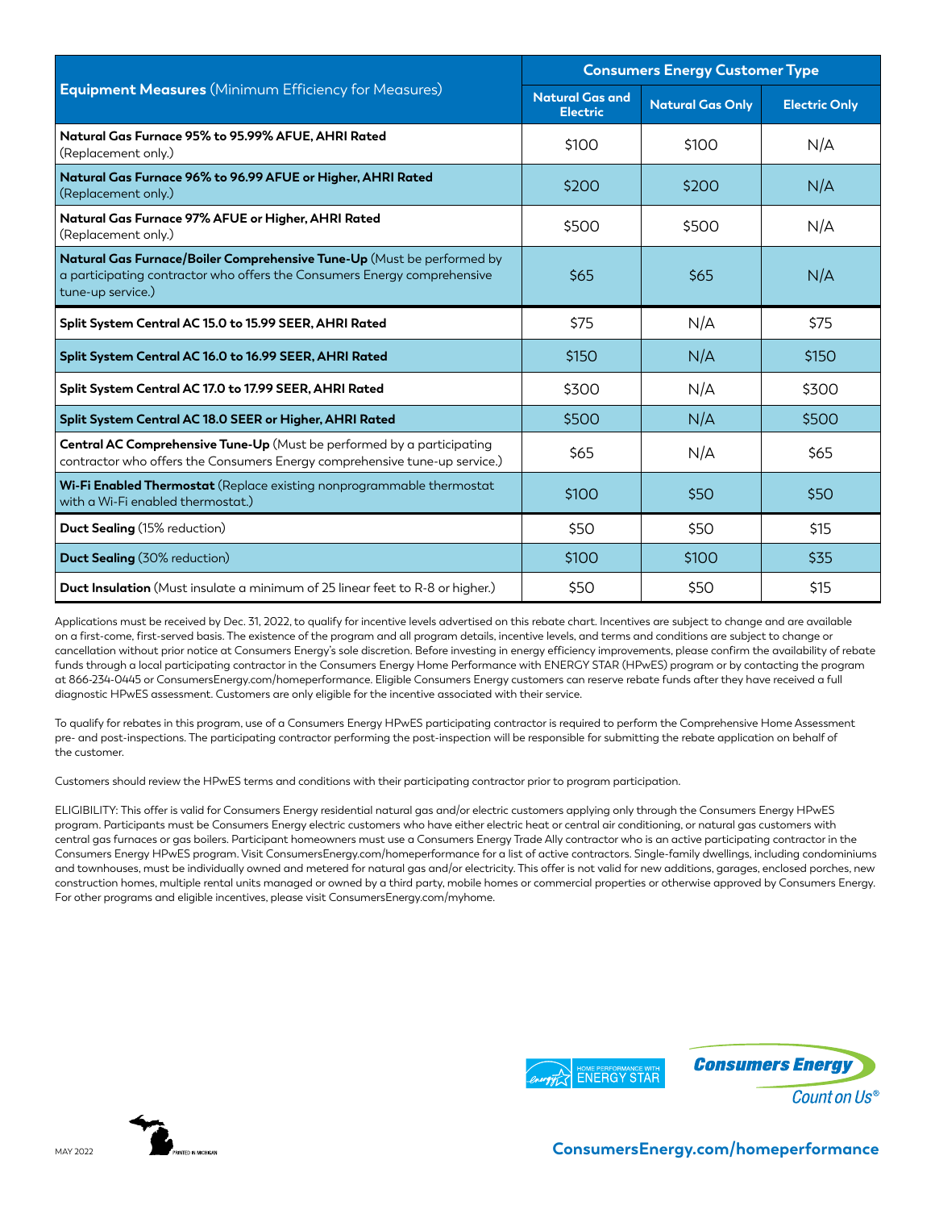| **Equipment Measures** (Minimum Efficiency for Measures) | Consumers Energy Customer Type | | |
|---|---|---|---|
| | **Natural Gas and Electric** | **Natural Gas Only** | **Electric Only** |
| **Natural Gas Furnace 95% to 95.99% AFUE, AHRI Rated** (Replacement only.) | $100 | $100 | N/A |
| **Natural Gas Furnace 96% to 96.99 AFUE or Higher, AHRI Rated** (Replacement only.) | $200 | $200 | N/A |
| **Natural Gas Furnace 97% AFUE or Higher, AHRI Rated** (Replacement only.) | $500 | $500 | N/A |
| **Natural Gas Furnace/Boiler Comprehensive Tune-Up** (Must be performed by a participating contractor who offers the Consumers Energy comprehensive tune-up service.) | $65 | $65 | N/A |
| **Split System Central AC 15.0 to 15.99 SEER, AHRI Rated** | $75 | N/A | $75 |
| **Split System Central AC 16.0 to 16.99 SEER, AHRI Rated** | $150 | N/A | $150 |
| **Split System Central AC 17.0 to 17.99 SEER, AHRI Rated** | $300 | N/A | $300 |
| **Split System Central AC 18.0 SEER or Higher, AHRI Rated** | $500 | N/A | $500 |
| **Central AC Comprehensive Tune-Up** (Must be performed by a participating contractor who offers the Consumers Energy comprehensive tune-up service.) | $65 | N/A | $65 |
| **Wi-Fi Enabled Thermostat** (Replace existing nonprogrammable thermostat with a Wi-Fi enabled thermostat.) | $100 | $50 | $50 |
| **Duct Sealing** (15% reduction) | $50 | $50 | $15 |
| **Duct Sealing** (30% reduction) | $100 | $100 | $35 |
| **Duct Insulation** (Must insulate a minimum of 25 linear feet to R-8 or higher.) | $50 | $50 | $15 |

Applications must be received by Dec. 31, 2022, to qualify for incentive levels advertised on this rebate chart. Incentives are subject to change and are available on a first-come, first-served basis. The existence of the program and all program details, incentive levels, and terms and conditions are subject to change or cancellation without prior notice at Consumers Energy's sole discretion. Before investing in energy efficiency improvements, please confirm the availability of rebate funds through a local participating contractor in the Consumers Energy Home Performance with ENERGY STAR (HPwES) program or by contacting the program at 866-234-0445 or ConsumersEnergy.com/homeperformance. Eligible Consumers Energy customers can reserve rebate funds after they have received a full diagnostic HPwES assessment. Customers are only eligible for the incentive associated with their service.

To qualify for rebates in this program, use of a Consumers Energy HPwES participating contractor is required to perform the Comprehensive Home Assessment pre- and post-inspections. The participating contractor performing the post-inspection will be responsible for submitting the rebate application on behalf of the customer.

Customers should review the HPwES terms and conditions with their participating contractor prior to program participation.

ELIGIBILITY: This offer is valid for Consumers Energy residential natural gas and/or electric customers applying only through the Consumers Energy HPwES program. Participants must be Consumers Energy electric customers who have either electric heat or central air conditioning, or natural gas customers with central gas furnaces or gas boilers. Participant homeowners must use a Consumers Energy Trade Ally contractor who is an active participating contractor in the Consumers Energy HPwES program. Visit ConsumersEnergy.com/homeperformance for a list of active contractors. Single-family dwellings, including condominiums and townhouses, must be individually owned and metered for natural gas and/or electricity. This offer is not valid for new additions, garages, enclosed porches, new construction homes, multiple rental units managed or owned by a third party, mobile homes or commercial properties or otherwise approved by Consumers Energy. For other programs and eligible incentives, please visit ConsumersEnergy.com/myhome.

HOME PERFORMANCE WITH ENERGY STAR

Consumers Energy
Count on Us®

MAY 2022

PRINTED IN MICHIGAN

ConsumersEnergy.com/homeperformance